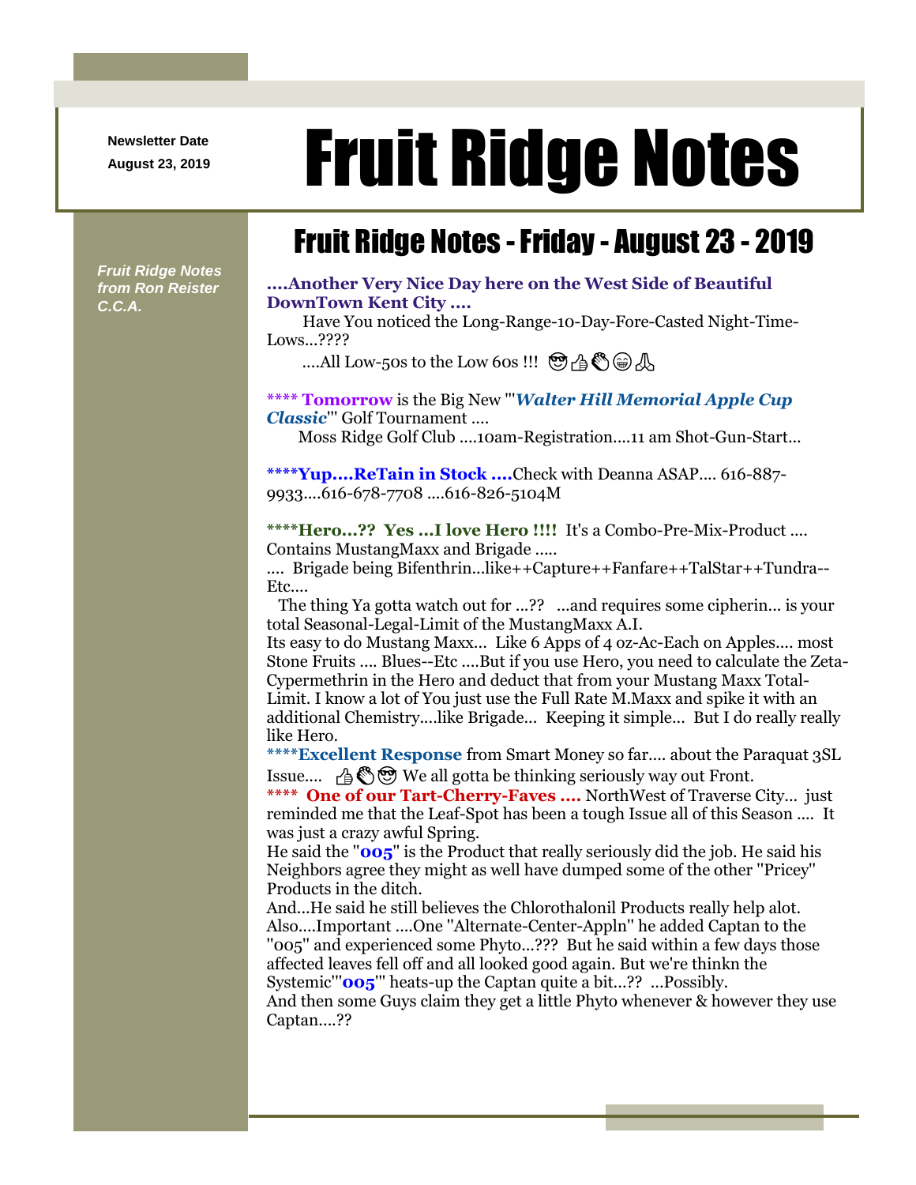Newsletter Date
August 23, 2019

# Fruit Ridge Notes

*Fruit Ridge Notes from Ron Reister C.C.A.*

## Fruit Ridge Notes - Friday - August 23 - 2019

**....Another Very Nice Day here on the West Side of Beautiful DownTown Kent City ....**

Have You noticed the Long-Range-10-Day-Fore-Casted Night-Time-Lows...????

....All Low-50s to the Low 60s !!! 😎👍👏😁🙏

**\*\*\*\* Tomorrow** is the Big New "'***Walter Hill Memorial Apple Cup Classic***'" Golf Tournament ....

Moss Ridge Golf Club ....10am-Registration....11 am Shot-Gun-Start...

**\*\*\*\*Yup....ReTain in Stock ....**Check with Deanna ASAP.... 616-887-9933....616-678-7708 ....616-826-5104M

**\*\*\*\*Hero...?? Yes ...I love Hero !!!!** It's a Combo-Pre-Mix-Product .... Contains MustangMaxx and Brigade .....

.... Brigade being Bifenthrin...like++Capture++Fanfare++TalStar++Tundra--Etc....

The thing Ya gotta watch out for ...?? ...and requires some cipherin... is your total Seasonal-Legal-Limit of the MustangMaxx A.I.

Its easy to do Mustang Maxx... Like 6 Apps of 4 oz-Ac-Each on Apples.... most Stone Fruits .... Blues--Etc ....But if you use Hero, you need to calculate the Zeta-Cypermethrin in the Hero and deduct that from your Mustang Maxx Total-Limit. I know a lot of You just use the Full Rate M.Maxx and spike it with an additional Chemistry....like Brigade... Keeping it simple... But I do really really like Hero.

**\*\*\*\*Excellent Response** from Smart Money so far.... about the Paraquat 3SL Issue.... 👍👏😎 We all gotta be thinking seriously way out Front.

**\*\*\*\* One of our Tart-Cherry-Faves ....** NorthWest of Traverse City... just reminded me that the Leaf-Spot has been a tough Issue all of this Season .... It was just a crazy awful Spring.

He said the "**005**" is the Product that really seriously did the job. He said his Neighbors agree they might as well have dumped some of the other "Pricey" Products in the ditch.

And...He said he still believes the Chlorothalonil Products really help alot. Also....Important ....One "Alternate-Center-Appln" he added Captan to the "005" and experienced some Phyto...??? But he said within a few days those affected leaves fell off and all looked good again. But we're thinkn the Systemic"'**005**'" heats-up the Captan quite a bit...?? ...Possibly.

And then some Guys claim they get a little Phyto whenever & however they use Captan....??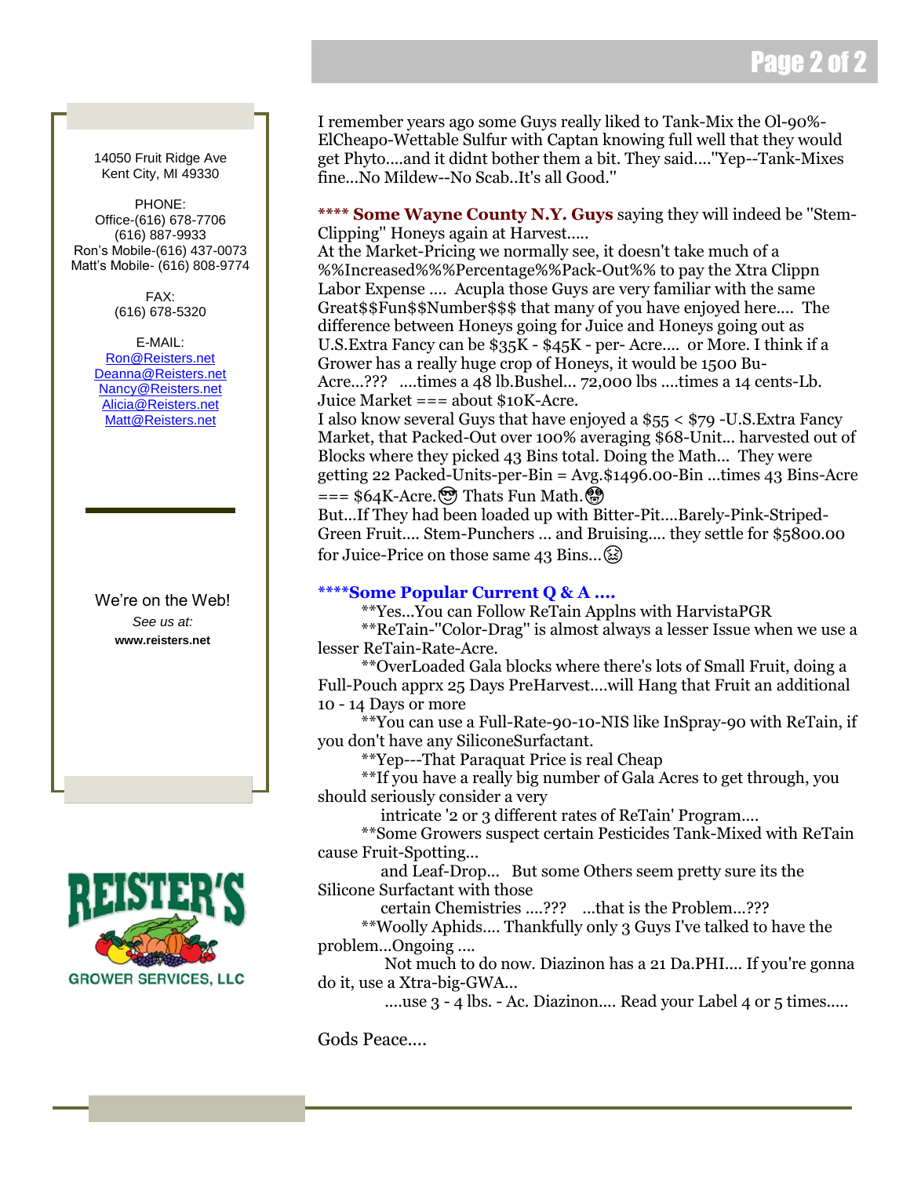14050 Fruit Ridge Ave
Kent City, MI 49330

PHONE:
Office-(616) 678-7706
(616) 887-9933
Ron's Mobile-(616) 437-0073
Matt's Mobile- (616) 808-9774

FAX:
(616) 678-5320

E-MAIL:
Ron@Reisters.net
Deanna@Reisters.net
Nancy@Reisters.net
Alicia@Reisters.net
Matt@Reisters.net

We're on the Web!
*See us at:*
**www.reisters.net**

REISTER'S GROWER SERVICES, LLC

I remember years ago some Guys really liked to Tank-Mix the Ol-90%-ElCheapo-Wettable Sulfur with Captan knowing full well that they would get Phyto....and it didnt bother them a bit. They said...."Yep--Tank-Mixes fine...No Mildew--No Scab..It's all Good."

**\*\*\*\* Some Wayne County N.Y. Guys** saying they will indeed be "Stem-Clipping" Honeys again at Harvest.....
At the Market-Pricing we normally see, it doesn't take much of a %%Increased%%%Percentage%%Pack-Out%% to pay the Xtra Clippn Labor Expense .... Acupla those Guys are very familiar with the same Great$$Fun$$Number$$$ that many of you have enjoyed here.... The difference between Honeys going for Juice and Honeys going out as U.S.Extra Fancy can be $35K - $45K - per- Acre.... or More. I think if a Grower has a really huge crop of Honeys, it would be 1500 Bu-Acre...??? ....times a 48 lb.Bushel... 72,000 lbs ....times a 14 cents-Lb. Juice Market === about $10K-Acre.
I also know several Guys that have enjoyed a $55 < $79 -U.S.Extra Fancy Market, that Packed-Out over 100% averaging $68-Unit... harvested out of Blocks where they picked 43 Bins total. Doing the Math... They were getting 22 Packed-Units-per-Bin = Avg.$1496.00-Bin ...times 43 Bins-Acre === $64K-Acre.😎 Thats Fun Math.🤩
But...If They had been loaded up with Bitter-Pit....Barely-Pink-Striped-Green Fruit.... Stem-Punchers ... and Bruising.... they settle for $5800.00 for Juice-Price on those same 43 Bins...😖

**\*\*\*\*Some Popular Current Q & A ....**

\*\*Yes...You can Follow ReTain Applns with HarvistaPGR
\*\*ReTain-"Color-Drag" is almost always a lesser Issue when we use a lesser ReTain-Rate-Acre.
\*\*OverLoaded Gala blocks where there's lots of Small Fruit, doing a Full-Pouch apprx 25 Days PreHarvest....will Hang that Fruit an additional 10 - 14 Days or more
\*\*You can use a Full-Rate-90-10-NIS like InSpray-90 with ReTain, if you don't have any SiliconeSurfactant.
\*\*Yep---That Paraquat Price is real Cheap
\*\*If you have a really big number of Gala Acres to get through, you should seriously consider a very intricate '2 or 3 different rates of ReTain' Program....
\*\*Some Growers suspect certain Pesticides Tank-Mixed with ReTain cause Fruit-Spotting... and Leaf-Drop... But some Others seem pretty sure its the Silicone Surfactant with those certain Chemistries ....??? ...that is the Problem...???
\*\*Woolly Aphids.... Thankfully only 3 Guys I've talked to have the problem...Ongoing ....
Not much to do now. Diazinon has a 21 Da.PHI.... If you're gonna do it, use a Xtra-big-GWA...
....use 3 - 4 lbs. - Ac. Diazinon.... Read your Label 4 or 5 times.....

Gods Peace....